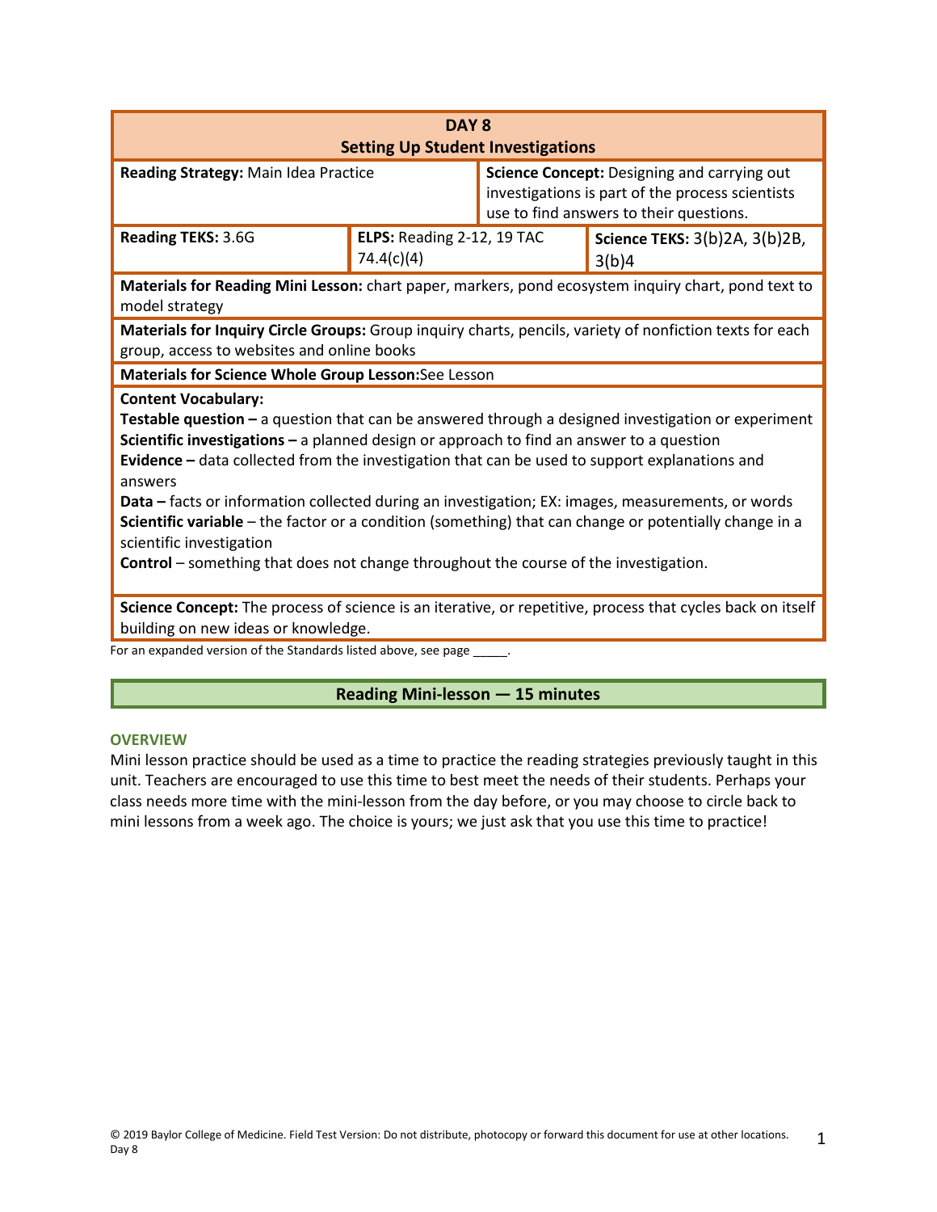| DAY 8<br>Setting Up Student Investigations | | | |
|---|---|---|---|
| **Reading Strategy:** Main Idea Practice | | **Science Concept:** Designing and carrying out investigations is part of the process scientists use to find answers to their questions. | |
| **Reading TEKS:** 3.6G | **ELPS:** Reading 2-12, 19 TAC 74.4(c)(4) | | **Science TEKS:** 3(b)2A, 3(b)2B, 3(b)4 |
| **Materials for Reading Mini Lesson:** chart paper, markers, pond ecosystem inquiry chart, pond text to model strategy | | | |
| **Materials for Inquiry Circle Groups:** Group inquiry charts, pencils, variety of nonfiction texts for each group, access to websites and online books | | | |
| **Materials for Science Whole Group Lesson:** See Lesson | | | |
| **Content Vocabulary:**<br>**Testable question –** a question that can be answered through a designed investigation or experiment<br>**Scientific investigations –** a planned design or approach to find an answer to a question<br>**Evidence –** data collected from the investigation that can be used to support explanations and answers<br>**Data –** facts or information collected during an investigation; EX: images, measurements, or words<br>**Scientific variable** – the factor or a condition (something) that can change or potentially change in a scientific investigation<br>**Control** – something that does not change throughout the course of the investigation. | | | |
| **Science Concept:** The process of science is an iterative, or repetitive, process that cycles back on itself building on new ideas or knowledge. | | | |

For an expanded version of the Standards listed above, see page _____.

## Reading Mini-lesson — 15 minutes

### OVERVIEW

Mini lesson practice should be used as a time to practice the reading strategies previously taught in this unit. Teachers are encouraged to use this time to best meet the needs of their students. Perhaps your class needs more time with the mini-lesson from the day before, or you may choose to circle back to mini lessons from a week ago. The choice is yours; we just ask that you use this time to practice!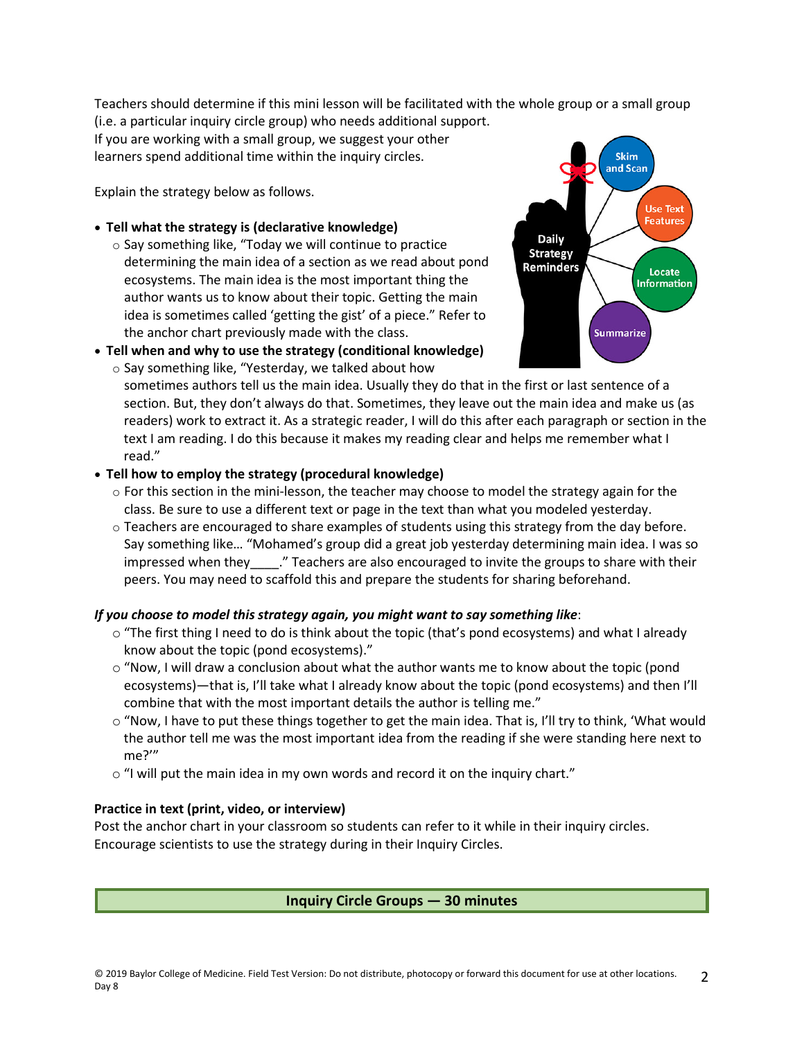Teachers should determine if this mini lesson will be facilitated with the whole group or a small group (i.e. a particular inquiry circle group) who needs additional support. If you are working with a small group, we suggest your other learners spend additional time within the inquiry circles.

Explain the strategy below as follows.

- **Tell what the strategy is (declarative knowledge)**
  - Say something like, "Today we will continue to practice determining the main idea of a section as we read about pond ecosystems. The main idea is the most important thing the author wants us to know about their topic. Getting the main idea is sometimes called 'getting the gist' of a piece." Refer to the anchor chart previously made with the class.
- **Tell when and why to use the strategy (conditional knowledge)**
  - Say something like, "Yesterday, we talked about how sometimes authors tell us the main idea. Usually they do that in the first or last sentence of a section. But, they don't always do that. Sometimes, they leave out the main idea and make us (as readers) work to extract it. As a strategic reader, I will do this after each paragraph or section in the text I am reading. I do this because it makes my reading clear and helps me remember what I read."
- **Tell how to employ the strategy (procedural knowledge)**
  - For this section in the mini-lesson, the teacher may choose to model the strategy again for the class. Be sure to use a different text or page in the text than what you modeled yesterday.
  - Teachers are encouraged to share examples of students using this strategy from the day before. Say something like… "Mohamed's group did a great job yesterday determining main idea. I was so impressed when they____." Teachers are also encouraged to invite the groups to share with their peers. You may need to scaffold this and prepare the students for sharing beforehand.

Daily Strategy Reminders: Skim and Scan; Use Text Features; Locate Information; Summarize

***If you choose to model this strategy again, you might want to say something like***:

- "The first thing I need to do is think about the topic (that's pond ecosystems) and what I already know about the topic (pond ecosystems)."
- "Now, I will draw a conclusion about what the author wants me to know about the topic (pond ecosystems)—that is, I'll take what I already know about the topic (pond ecosystems) and then I'll combine that with the most important details the author is telling me."
- "Now, I have to put these things together to get the main idea. That is, I'll try to think, 'What would the author tell me was the most important idea from the reading if she were standing here next to me?'"
- "I will put the main idea in my own words and record it on the inquiry chart."

**Practice in text (print, video, or interview)**

Post the anchor chart in your classroom so students can refer to it while in their inquiry circles. Encourage scientists to use the strategy during in their Inquiry Circles.

**Inquiry Circle Groups — 30 minutes**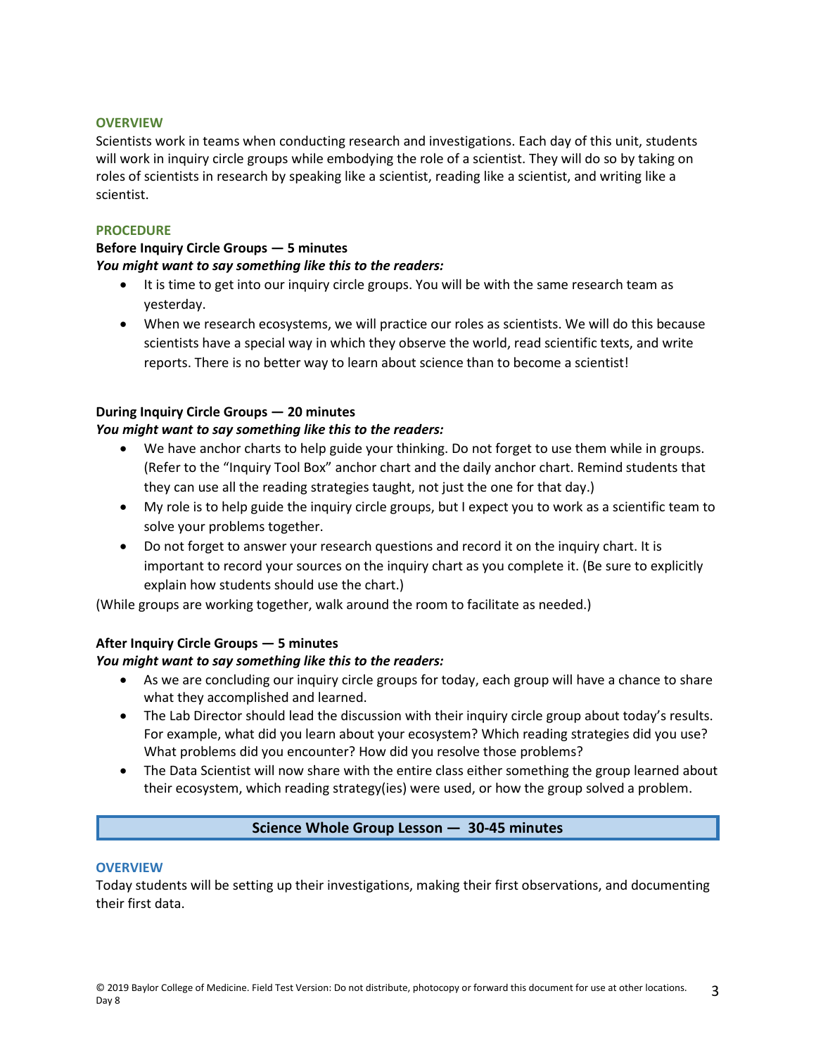## OVERVIEW

Scientists work in teams when conducting research and investigations. Each day of this unit, students will work in inquiry circle groups while embodying the role of a scientist. They will do so by taking on roles of scientists in research by speaking like a scientist, reading like a scientist, and writing like a scientist.

## PROCEDURE

**Before Inquiry Circle Groups — 5 minutes**

***You might want to say something like this to the readers:***

- It is time to get into our inquiry circle groups. You will be with the same research team as yesterday.
- When we research ecosystems, we will practice our roles as scientists. We will do this because scientists have a special way in which they observe the world, read scientific texts, and write reports. There is no better way to learn about science than to become a scientist!

**During Inquiry Circle Groups — 20 minutes**

***You might want to say something like this to the readers:***

- We have anchor charts to help guide your thinking. Do not forget to use them while in groups. (Refer to the "Inquiry Tool Box" anchor chart and the daily anchor chart. Remind students that they can use all the reading strategies taught, not just the one for that day.)
- My role is to help guide the inquiry circle groups, but I expect you to work as a scientific team to solve your problems together.
- Do not forget to answer your research questions and record it on the inquiry chart. It is important to record your sources on the inquiry chart as you complete it. (Be sure to explicitly explain how students should use the chart.)

(While groups are working together, walk around the room to facilitate as needed.)

**After Inquiry Circle Groups — 5 minutes**

***You might want to say something like this to the readers:***

- As we are concluding our inquiry circle groups for today, each group will have a chance to share what they accomplished and learned.
- The Lab Director should lead the discussion with their inquiry circle group about today's results. For example, what did you learn about your ecosystem? Which reading strategies did you use? What problems did you encounter? How did you resolve those problems?
- The Data Scientist will now share with the entire class either something the group learned about their ecosystem, which reading strategy(ies) were used, or how the group solved a problem.

# Science Whole Group Lesson — 30-45 minutes

## OVERVIEW

Today students will be setting up their investigations, making their first observations, and documenting their first data.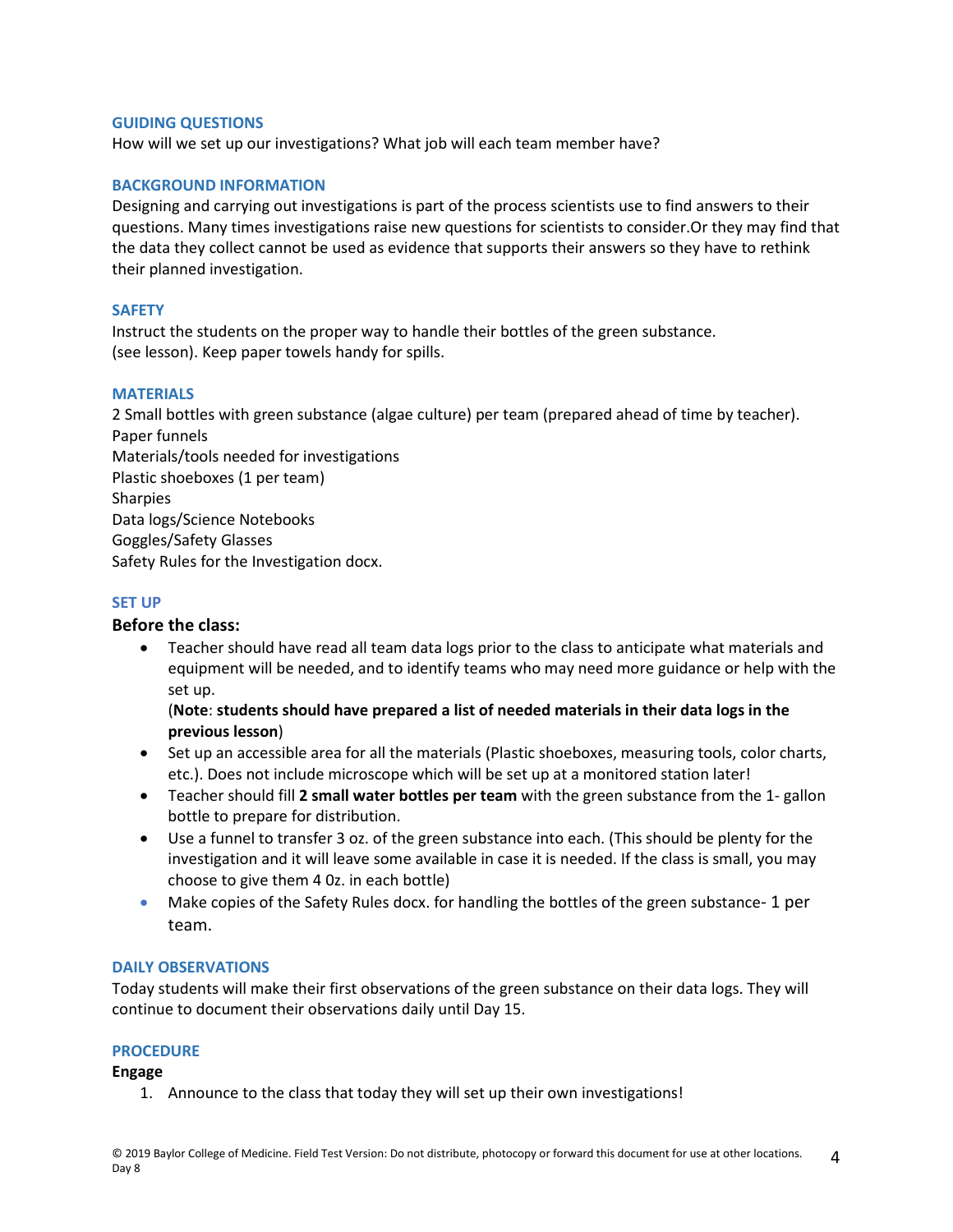## GUIDING QUESTIONS

How will we set up our investigations? What job will each team member have?

## BACKGROUND INFORMATION

Designing and carrying out investigations is part of the process scientists use to find answers to their questions. Many times investigations raise new questions for scientists to consider.Or they may find that the data they collect cannot be used as evidence that supports their answers so they have to rethink their planned investigation.

## SAFETY

Instruct the students on the proper way to handle their bottles of the green substance. (see lesson). Keep paper towels handy for spills.

## MATERIALS

2 Small bottles with green substance (algae culture) per team (prepared ahead of time by teacher).
Paper funnels
Materials/tools needed for investigations
Plastic shoeboxes (1 per team)
Sharpies
Data logs/Science Notebooks
Goggles/Safety Glasses
Safety Rules for the Investigation docx.

## SET UP

### Before the class:

- Teacher should have read all team data logs prior to the class to anticipate what materials and equipment will be needed, and to identify teams who may need more guidance or help with the set up.
  (**Note**: **students should have prepared a list of needed materials in their data logs in the previous lesson**)
- Set up an accessible area for all the materials (Plastic shoeboxes, measuring tools, color charts, etc.). Does not include microscope which will be set up at a monitored station later!
- Teacher should fill **2 small water bottles per team** with the green substance from the 1- gallon bottle to prepare for distribution.
- Use a funnel to transfer 3 oz. of the green substance into each. (This should be plenty for the investigation and it will leave some available in case it is needed. If the class is small, you may choose to give them 4 0z. in each bottle)
- Make copies of the Safety Rules docx. for handling the bottles of the green substance- 1 per team.

## DAILY OBSERVATIONS

Today students will make their first observations of the green substance on their data logs. They will continue to document their observations daily until Day 15.

## PROCEDURE

**Engage**

1. Announce to the class that today they will set up their own investigations!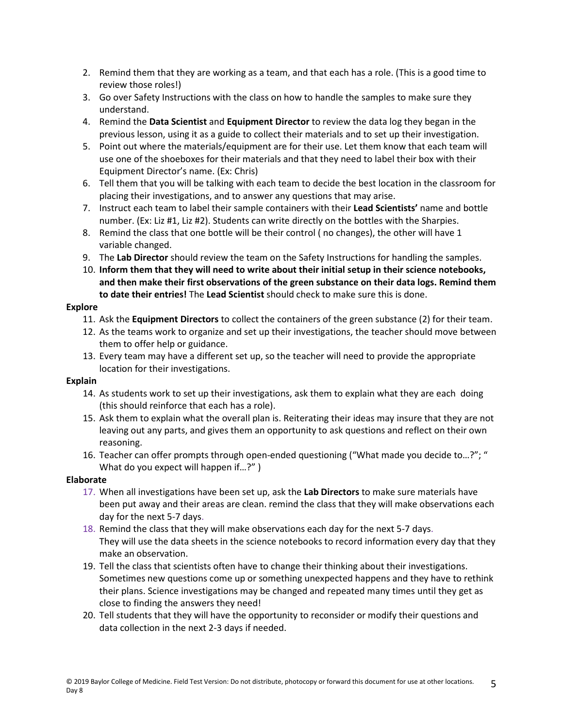2. Remind them that they are working as a team, and that each has a role. (This is a good time to review those roles!)
3. Go over Safety Instructions with the class on how to handle the samples to make sure they understand.
4. Remind the **Data Scientist** and **Equipment Director** to review the data log they began in the previous lesson, using it as a guide to collect their materials and to set up their investigation.
5. Point out where the materials/equipment are for their use. Let them know that each team will use one of the shoeboxes for their materials and that they need to label their box with their Equipment Director's name. (Ex: Chris)
6. Tell them that you will be talking with each team to decide the best location in the classroom for placing their investigations, and to answer any questions that may arise.
7. Instruct each team to label their sample containers with their **Lead Scientists'** name and bottle number. (Ex: Liz #1, Liz #2). Students can write directly on the bottles with the Sharpies.
8. Remind the class that one bottle will be their control ( no changes), the other will have 1 variable changed.
9. The **Lab Director** should review the team on the Safety Instructions for handling the samples.
10. **Inform them that they will need to write about their initial setup in their science notebooks, and then make their first observations of the green substance on their data logs. Remind them to date their entries!** The **Lead Scientist** should check to make sure this is done.

**Explore**

11. Ask the **Equipment Directors** to collect the containers of the green substance (2) for their team.
12. As the teams work to organize and set up their investigations, the teacher should move between them to offer help or guidance.
13. Every team may have a different set up, so the teacher will need to provide the appropriate location for their investigations.

**Explain**

14. As students work to set up their investigations, ask them to explain what they are each doing (this should reinforce that each has a role).
15. Ask them to explain what the overall plan is. Reiterating their ideas may insure that they are not leaving out any parts, and gives them an opportunity to ask questions and reflect on their own reasoning.
16. Teacher can offer prompts through open-ended questioning ("What made you decide to…?"; " What do you expect will happen if…?" )

**Elaborate**

17. When all investigations have been set up, ask the **Lab Directors** to make sure materials have been put away and their areas are clean. remind the class that they will make observations each day for the next 5-7 days.
18. Remind the class that they will make observations each day for the next 5-7 days.
    They will use the data sheets in the science notebooks to record information every day that they make an observation.
19. Tell the class that scientists often have to change their thinking about their investigations. Sometimes new questions come up or something unexpected happens and they have to rethink their plans. Science investigations may be changed and repeated many times until they get as close to finding the answers they need!
20. Tell students that they will have the opportunity to reconsider or modify their questions and data collection in the next 2-3 days if needed.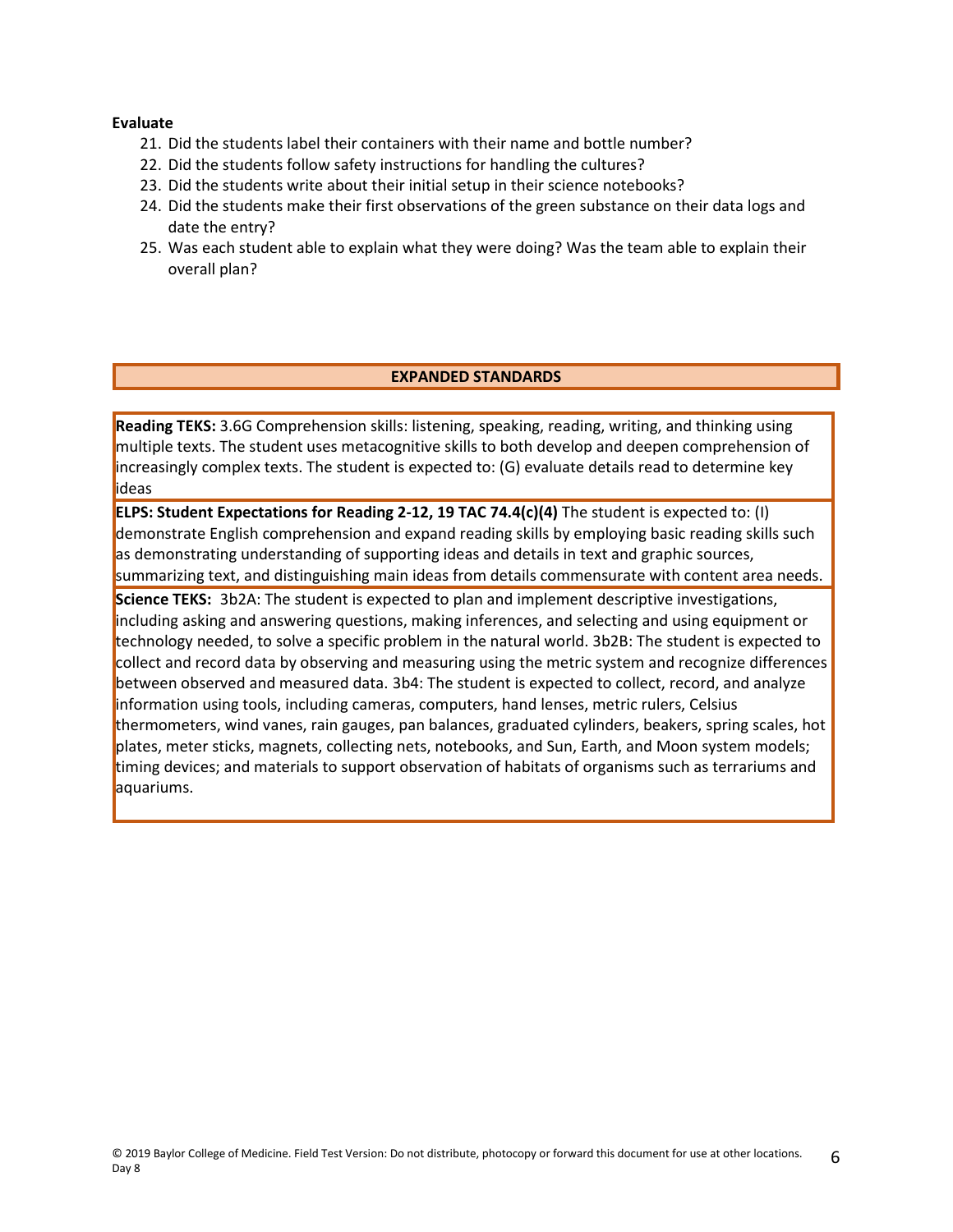**Evaluate**

21. Did the students label their containers with their name and bottle number?
22. Did the students follow safety instructions for handling the cultures?
23. Did the students write about their initial setup in their science notebooks?
24. Did the students make their first observations of the green substance on their data logs and date the entry?
25. Was each student able to explain what they were doing? Was the team able to explain their overall plan?

## EXPANDED STANDARDS

**Reading TEKS:** 3.6G Comprehension skills: listening, speaking, reading, writing, and thinking using multiple texts. The student uses metacognitive skills to both develop and deepen comprehension of increasingly complex texts. The student is expected to: (G) evaluate details read to determine key ideas

**ELPS: Student Expectations for Reading 2-12, 19 TAC 74.4(c)(4)** The student is expected to: (I) demonstrate English comprehension and expand reading skills by employing basic reading skills such as demonstrating understanding of supporting ideas and details in text and graphic sources, summarizing text, and distinguishing main ideas from details commensurate with content area needs.

**Science TEKS:** 3b2A: The student is expected to plan and implement descriptive investigations, including asking and answering questions, making inferences, and selecting and using equipment or technology needed, to solve a specific problem in the natural world. 3b2B: The student is expected to collect and record data by observing and measuring using the metric system and recognize differences between observed and measured data. 3b4: The student is expected to collect, record, and analyze information using tools, including cameras, computers, hand lenses, metric rulers, Celsius thermometers, wind vanes, rain gauges, pan balances, graduated cylinders, beakers, spring scales, hot plates, meter sticks, magnets, collecting nets, notebooks, and Sun, Earth, and Moon system models; timing devices; and materials to support observation of habitats of organisms such as terrariums and aquariums.